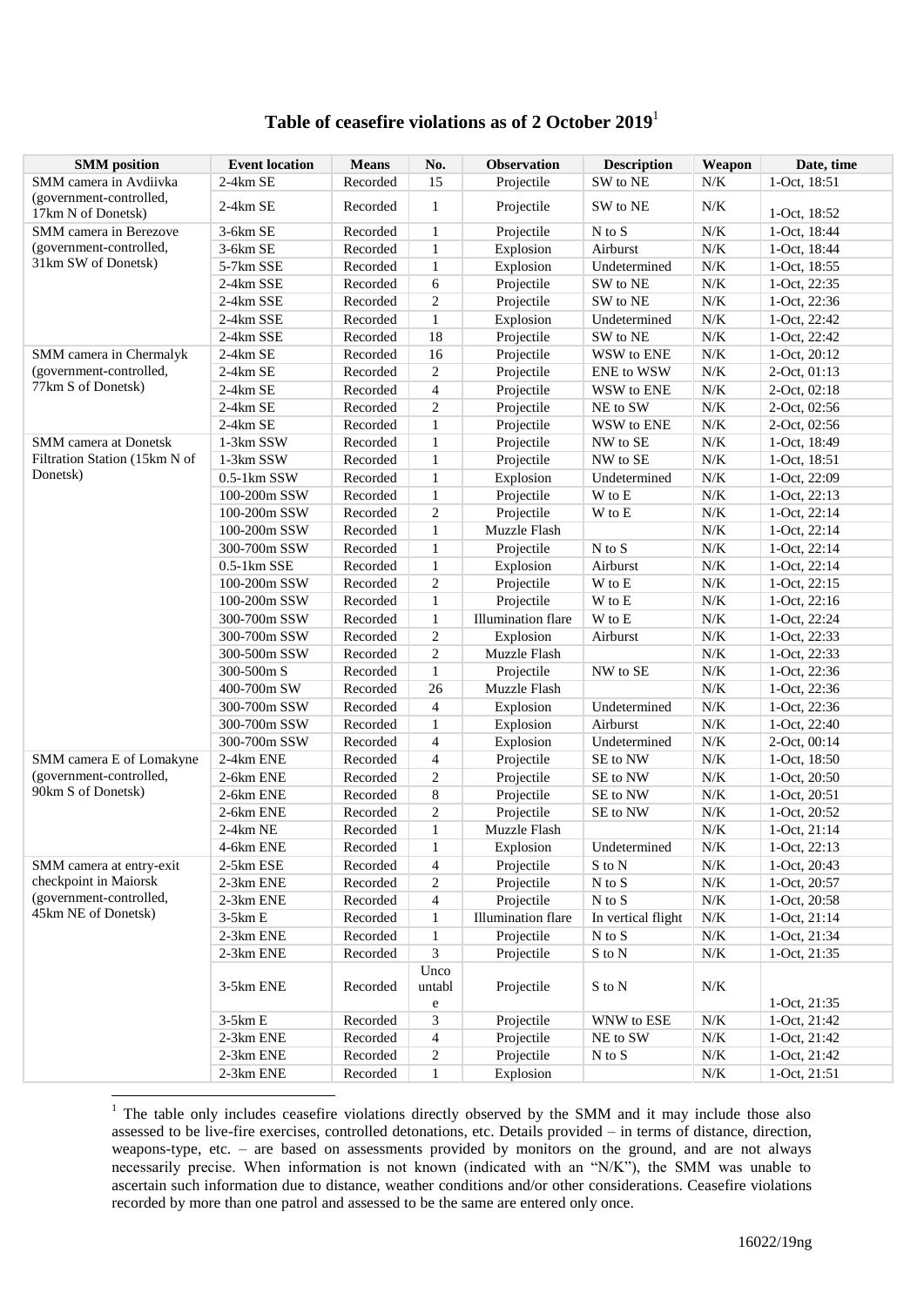## Table of ceasefire violations as of 2 October 2019[1]

| SMM position | Event location | Means | No. | Observation | Description | Weapon | Date, time |
|---|---|---|---|---|---|---|---|
| SMM camera in Avdiivka (government-controlled, 17km N of Donetsk) | 2-4km SE | Recorded | 15 | Projectile | SW to NE | N/K | 1-Oct, 18:51 |
| | 2-4km SE | Recorded | 1 | Projectile | SW to NE | N/K | 1-Oct, 18:52 |
| SMM camera in Berezove (government-controlled, 31km SW of Donetsk) | 3-6km SE | Recorded | 1 | Projectile | N to S | N/K | 1-Oct, 18:44 |
| | 3-6km SE | Recorded | 1 | Explosion | Airburst | N/K | 1-Oct, 18:44 |
| | 5-7km SSE | Recorded | 1 | Explosion | Undetermined | N/K | 1-Oct, 18:55 |
| | 2-4km SSE | Recorded | 6 | Projectile | SW to NE | N/K | 1-Oct, 22:35 |
| | 2-4km SSE | Recorded | 2 | Projectile | SW to NE | N/K | 1-Oct, 22:36 |
| | 2-4km SSE | Recorded | 1 | Explosion | Undetermined | N/K | 1-Oct, 22:42 |
| | 2-4km SSE | Recorded | 18 | Projectile | SW to NE | N/K | 1-Oct, 22:42 |
| SMM camera in Chermalyk (government-controlled, 77km S of Donetsk) | 2-4km SE | Recorded | 16 | Projectile | WSW to ENE | N/K | 1-Oct, 20:12 |
| | 2-4km SE | Recorded | 2 | Projectile | ENE to WSW | N/K | 2-Oct, 01:13 |
| | 2-4km SE | Recorded | 4 | Projectile | WSW to ENE | N/K | 2-Oct, 02:18 |
| | 2-4km SE | Recorded | 2 | Projectile | NE to SW | N/K | 2-Oct, 02:56 |
| | 2-4km SE | Recorded | 1 | Projectile | WSW to ENE | N/K | 2-Oct, 02:56 |
| SMM camera at Donetsk Filtration Station (15km N of Donetsk) | 1-3km SSW | Recorded | 1 | Projectile | NW to SE | N/K | 1-Oct, 18:49 |
| | 1-3km SSW | Recorded | 1 | Projectile | NW to SE | N/K | 1-Oct, 18:51 |
| | 0.5-1km SSW | Recorded | 1 | Explosion | Undetermined | N/K | 1-Oct, 22:09 |
| | 100-200m SSW | Recorded | 1 | Projectile | W to E | N/K | 1-Oct, 22:13 |
| | 100-200m SSW | Recorded | 2 | Projectile | W to E | N/K | 1-Oct, 22:14 |
| | 100-200m SSW | Recorded | 1 | Muzzle Flash | | N/K | 1-Oct, 22:14 |
| | 300-700m SSW | Recorded | 1 | Projectile | N to S | N/K | 1-Oct, 22:14 |
| | 0.5-1km SSE | Recorded | 1 | Explosion | Airburst | N/K | 1-Oct, 22:14 |
| | 100-200m SSW | Recorded | 2 | Projectile | W to E | N/K | 1-Oct, 22:15 |
| | 100-200m SSW | Recorded | 1 | Projectile | W to E | N/K | 1-Oct, 22:16 |
| | 300-700m SSW | Recorded | 1 | Illumination flare | W to E | N/K | 1-Oct, 22:24 |
| | 300-700m SSW | Recorded | 2 | Explosion | Airburst | N/K | 1-Oct, 22:33 |
| | 300-500m SSW | Recorded | 2 | Muzzle Flash | | N/K | 1-Oct, 22:33 |
| | 300-500m S | Recorded | 1 | Projectile | NW to SE | N/K | 1-Oct, 22:36 |
| | 400-700m SW | Recorded | 26 | Muzzle Flash | | N/K | 1-Oct, 22:36 |
| | 300-700m SSW | Recorded | 4 | Explosion | Undetermined | N/K | 1-Oct, 22:36 |
| | 300-700m SSW | Recorded | 1 | Explosion | Airburst | N/K | 1-Oct, 22:40 |
| | 300-700m SSW | Recorded | 4 | Explosion | Undetermined | N/K | 2-Oct, 00:14 |
| SMM camera E of Lomakyne (government-controlled, 90km S of Donetsk) | 2-4km ENE | Recorded | 4 | Projectile | SE to NW | N/K | 1-Oct, 18:50 |
| | 2-6km ENE | Recorded | 2 | Projectile | SE to NW | N/K | 1-Oct, 20:50 |
| | 2-6km ENE | Recorded | 8 | Projectile | SE to NW | N/K | 1-Oct, 20:51 |
| | 2-6km ENE | Recorded | 2 | Projectile | SE to NW | N/K | 1-Oct, 20:52 |
| | 2-4km NE | Recorded | 1 | Muzzle Flash | | N/K | 1-Oct, 21:14 |
| | 4-6km ENE | Recorded | 1 | Explosion | Undetermined | N/K | 1-Oct, 22:13 |
| SMM camera at entry-exit checkpoint in Maiorsk (government-controlled, 45km NE of Donetsk) | 2-5km ESE | Recorded | 4 | Projectile | S to N | N/K | 1-Oct, 20:43 |
| | 2-3km ENE | Recorded | 2 | Projectile | N to S | N/K | 1-Oct, 20:57 |
| | 2-3km ENE | Recorded | 4 | Projectile | N to S | N/K | 1-Oct, 20:58 |
| | 3-5km E | Recorded | 1 | Illumination flare | In vertical flight | N/K | 1-Oct, 21:14 |
| | 2-3km ENE | Recorded | 1 | Projectile | N to S | N/K | 1-Oct, 21:34 |
| | 2-3km ENE | Recorded | 3 | Projectile | S to N | N/K | 1-Oct, 21:35 |
| | 3-5km ENE | Recorded | Uncountable | Projectile | S to N | N/K | 1-Oct, 21:35 |
| | 3-5km E | Recorded | 3 | Projectile | WNW to ESE | N/K | 1-Oct, 21:42 |
| | 2-3km ENE | Recorded | 4 | Projectile | NE to SW | N/K | 1-Oct, 21:42 |
| | 2-3km ENE | Recorded | 2 | Projectile | N to S | N/K | 1-Oct, 21:42 |
| | 2-3km ENE | Recorded | 1 | Explosion | | N/K | 1-Oct, 21:51 |

[1] The table only includes ceasefire violations directly observed by the SMM and it may include those also assessed to be live-fire exercises, controlled detonations, etc. Details provided – in terms of distance, direction, weapons-type, etc. – are based on assessments provided by monitors on the ground, and are not always necessarily precise. When information is not known (indicated with an "N/K"), the SMM was unable to ascertain such information due to distance, weather conditions and/or other considerations. Ceasefire violations recorded by more than one patrol and assessed to be the same are entered only once.

16022/19ng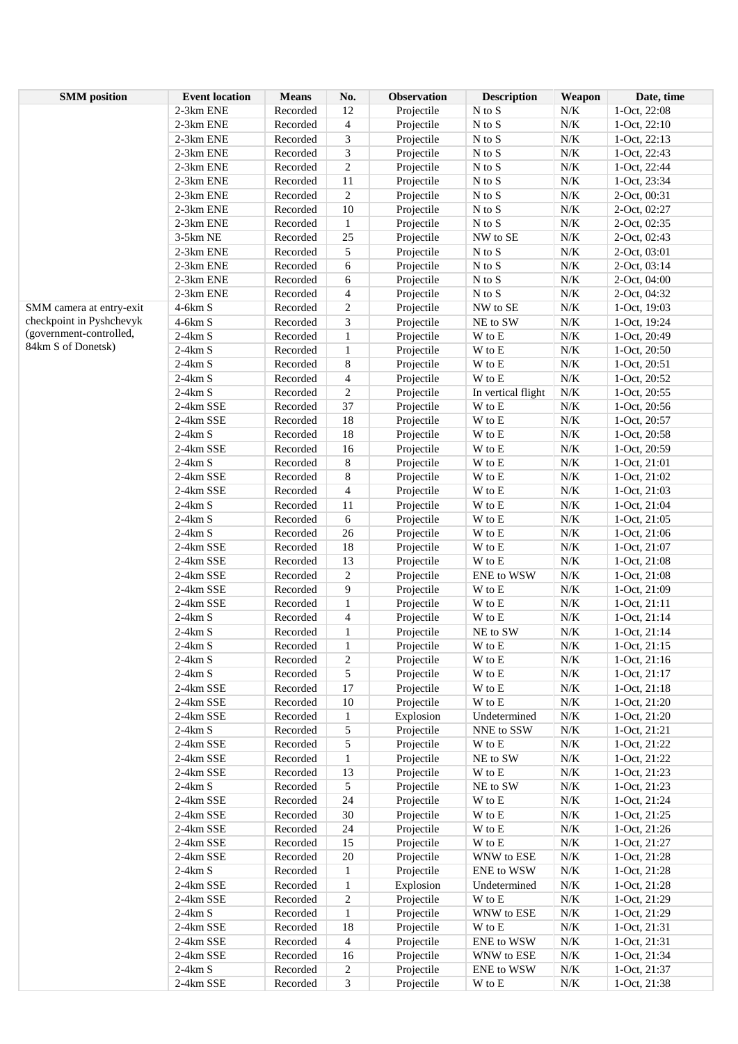| SMM position | Event location | Means | No. | Observation | Description | Weapon | Date, time |
|---|---|---|---|---|---|---|---|
| | 2-3km ENE | Recorded | 12 | Projectile | N to S | N/K | 1-Oct, 22:08 |
| | 2-3km ENE | Recorded | 4 | Projectile | N to S | N/K | 1-Oct, 22:10 |
| | 2-3km ENE | Recorded | 3 | Projectile | N to S | N/K | 1-Oct, 22:13 |
| | 2-3km ENE | Recorded | 3 | Projectile | N to S | N/K | 1-Oct, 22:43 |
| | 2-3km ENE | Recorded | 2 | Projectile | N to S | N/K | 1-Oct, 22:44 |
| | 2-3km ENE | Recorded | 11 | Projectile | N to S | N/K | 1-Oct, 23:34 |
| | 2-3km ENE | Recorded | 2 | Projectile | N to S | N/K | 2-Oct, 00:31 |
| | 2-3km ENE | Recorded | 10 | Projectile | N to S | N/K | 2-Oct, 02:27 |
| | 2-3km ENE | Recorded | 1 | Projectile | N to S | N/K | 2-Oct, 02:35 |
| | 3-5km NE | Recorded | 25 | Projectile | NW to SE | N/K | 2-Oct, 02:43 |
| | 2-3km ENE | Recorded | 5 | Projectile | N to S | N/K | 2-Oct, 03:01 |
| | 2-3km ENE | Recorded | 6 | Projectile | N to S | N/K | 2-Oct, 03:14 |
| | 2-3km ENE | Recorded | 6 | Projectile | N to S | N/K | 2-Oct, 04:00 |
| | 2-3km ENE | Recorded | 4 | Projectile | N to S | N/K | 2-Oct, 04:32 |
| SMM camera at entry-exit checkpoint in Pyshchevyk (government-controlled, 84km S of Donetsk) | 4-6km S | Recorded | 2 | Projectile | NW to SE | N/K | 1-Oct, 19:03 |
| | 4-6km S | Recorded | 3 | Projectile | NE to SW | N/K | 1-Oct, 19:24 |
| | 2-4km S | Recorded | 1 | Projectile | W to E | N/K | 1-Oct, 20:49 |
| | 2-4km S | Recorded | 1 | Projectile | W to E | N/K | 1-Oct, 20:50 |
| | 2-4km S | Recorded | 8 | Projectile | W to E | N/K | 1-Oct, 20:51 |
| | 2-4km S | Recorded | 4 | Projectile | W to E | N/K | 1-Oct, 20:52 |
| | 2-4km S | Recorded | 2 | Projectile | In vertical flight | N/K | 1-Oct, 20:55 |
| | 2-4km SSE | Recorded | 37 | Projectile | W to E | N/K | 1-Oct, 20:56 |
| | 2-4km SSE | Recorded | 18 | Projectile | W to E | N/K | 1-Oct, 20:57 |
| | 2-4km S | Recorded | 18 | Projectile | W to E | N/K | 1-Oct, 20:58 |
| | 2-4km SSE | Recorded | 16 | Projectile | W to E | N/K | 1-Oct, 20:59 |
| | 2-4km S | Recorded | 8 | Projectile | W to E | N/K | 1-Oct, 21:01 |
| | 2-4km SSE | Recorded | 8 | Projectile | W to E | N/K | 1-Oct, 21:02 |
| | 2-4km SSE | Recorded | 4 | Projectile | W to E | N/K | 1-Oct, 21:03 |
| | 2-4km S | Recorded | 11 | Projectile | W to E | N/K | 1-Oct, 21:04 |
| | 2-4km S | Recorded | 6 | Projectile | W to E | N/K | 1-Oct, 21:05 |
| | 2-4km S | Recorded | 26 | Projectile | W to E | N/K | 1-Oct, 21:06 |
| | 2-4km SSE | Recorded | 18 | Projectile | W to E | N/K | 1-Oct, 21:07 |
| | 2-4km SSE | Recorded | 13 | Projectile | W to E | N/K | 1-Oct, 21:08 |
| | 2-4km SSE | Recorded | 2 | Projectile | ENE to WSW | N/K | 1-Oct, 21:08 |
| | 2-4km SSE | Recorded | 9 | Projectile | W to E | N/K | 1-Oct, 21:09 |
| | 2-4km SSE | Recorded | 1 | Projectile | W to E | N/K | 1-Oct, 21:11 |
| | 2-4km S | Recorded | 4 | Projectile | W to E | N/K | 1-Oct, 21:14 |
| | 2-4km S | Recorded | 1 | Projectile | NE to SW | N/K | 1-Oct, 21:14 |
| | 2-4km S | Recorded | 1 | Projectile | W to E | N/K | 1-Oct, 21:15 |
| | 2-4km S | Recorded | 2 | Projectile | W to E | N/K | 1-Oct, 21:16 |
| | 2-4km S | Recorded | 5 | Projectile | W to E | N/K | 1-Oct, 21:17 |
| | 2-4km SSE | Recorded | 17 | Projectile | W to E | N/K | 1-Oct, 21:18 |
| | 2-4km SSE | Recorded | 10 | Projectile | W to E | N/K | 1-Oct, 21:20 |
| | 2-4km SSE | Recorded | 1 | Explosion | Undetermined | N/K | 1-Oct, 21:20 |
| | 2-4km S | Recorded | 5 | Projectile | NNE to SSW | N/K | 1-Oct, 21:21 |
| | 2-4km SSE | Recorded | 5 | Projectile | W to E | N/K | 1-Oct, 21:22 |
| | 2-4km SSE | Recorded | 1 | Projectile | NE to SW | N/K | 1-Oct, 21:22 |
| | 2-4km SSE | Recorded | 13 | Projectile | W to E | N/K | 1-Oct, 21:23 |
| | 2-4km S | Recorded | 5 | Projectile | NE to SW | N/K | 1-Oct, 21:23 |
| | 2-4km SSE | Recorded | 24 | Projectile | W to E | N/K | 1-Oct, 21:24 |
| | 2-4km SSE | Recorded | 30 | Projectile | W to E | N/K | 1-Oct, 21:25 |
| | 2-4km SSE | Recorded | 24 | Projectile | W to E | N/K | 1-Oct, 21:26 |
| | 2-4km SSE | Recorded | 15 | Projectile | W to E | N/K | 1-Oct, 21:27 |
| | 2-4km SSE | Recorded | 20 | Projectile | WNW to ESE | N/K | 1-Oct, 21:28 |
| | 2-4km S | Recorded | 1 | Projectile | ENE to WSW | N/K | 1-Oct, 21:28 |
| | 2-4km SSE | Recorded | 1 | Explosion | Undetermined | N/K | 1-Oct, 21:28 |
| | 2-4km SSE | Recorded | 2 | Projectile | W to E | N/K | 1-Oct, 21:29 |
| | 2-4km S | Recorded | 1 | Projectile | WNW to ESE | N/K | 1-Oct, 21:29 |
| | 2-4km SSE | Recorded | 18 | Projectile | W to E | N/K | 1-Oct, 21:31 |
| | 2-4km SSE | Recorded | 4 | Projectile | ENE to WSW | N/K | 1-Oct, 21:31 |
| | 2-4km SSE | Recorded | 16 | Projectile | WNW to ESE | N/K | 1-Oct, 21:34 |
| | 2-4km S | Recorded | 2 | Projectile | ENE to WSW | N/K | 1-Oct, 21:37 |
| | 2-4km SSE | Recorded | 3 | Projectile | W to E | N/K | 1-Oct, 21:38 |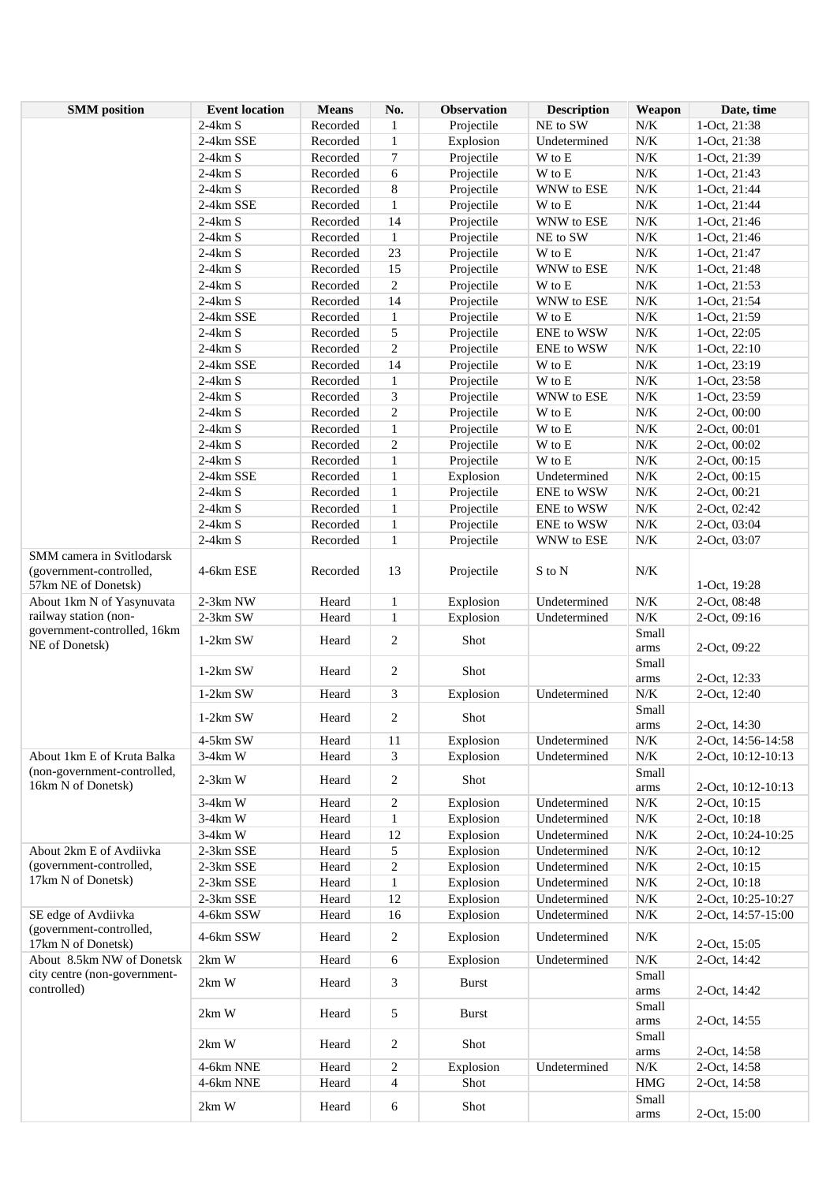| SMM position | Event location | Means | No. | Observation | Description | Weapon | Date, time |
|---|---|---|---|---|---|---|---|
| | 2-4km S | Recorded | 1 | Projectile | NE to SW | N/K | 1-Oct, 21:38 |
| | 2-4km SSE | Recorded | 1 | Explosion | Undetermined | N/K | 1-Oct, 21:38 |
| | 2-4km S | Recorded | 7 | Projectile | W to E | N/K | 1-Oct, 21:39 |
| | 2-4km S | Recorded | 6 | Projectile | W to E | N/K | 1-Oct, 21:43 |
| | 2-4km S | Recorded | 8 | Projectile | WNW to ESE | N/K | 1-Oct, 21:44 |
| | 2-4km SSE | Recorded | 1 | Projectile | W to E | N/K | 1-Oct, 21:44 |
| | 2-4km S | Recorded | 14 | Projectile | WNW to ESE | N/K | 1-Oct, 21:46 |
| | 2-4km S | Recorded | 1 | Projectile | NE to SW | N/K | 1-Oct, 21:46 |
| | 2-4km S | Recorded | 23 | Projectile | W to E | N/K | 1-Oct, 21:47 |
| | 2-4km S | Recorded | 15 | Projectile | WNW to ESE | N/K | 1-Oct, 21:48 |
| | 2-4km S | Recorded | 2 | Projectile | W to E | N/K | 1-Oct, 21:53 |
| | 2-4km S | Recorded | 14 | Projectile | WNW to ESE | N/K | 1-Oct, 21:54 |
| | 2-4km SSE | Recorded | 1 | Projectile | W to E | N/K | 1-Oct, 21:59 |
| | 2-4km S | Recorded | 5 | Projectile | ENE to WSW | N/K | 1-Oct, 22:05 |
| | 2-4km S | Recorded | 2 | Projectile | ENE to WSW | N/K | 1-Oct, 22:10 |
| | 2-4km SSE | Recorded | 14 | Projectile | W to E | N/K | 1-Oct, 23:19 |
| | 2-4km S | Recorded | 1 | Projectile | W to E | N/K | 1-Oct, 23:58 |
| | 2-4km S | Recorded | 3 | Projectile | WNW to ESE | N/K | 1-Oct, 23:59 |
| | 2-4km S | Recorded | 2 | Projectile | W to E | N/K | 2-Oct, 00:00 |
| | 2-4km S | Recorded | 1 | Projectile | W to E | N/K | 2-Oct, 00:01 |
| | 2-4km S | Recorded | 2 | Projectile | W to E | N/K | 2-Oct, 00:02 |
| | 2-4km S | Recorded | 1 | Projectile | W to E | N/K | 2-Oct, 00:15 |
| | 2-4km SSE | Recorded | 1 | Explosion | Undetermined | N/K | 2-Oct, 00:15 |
| | 2-4km S | Recorded | 1 | Projectile | ENE to WSW | N/K | 2-Oct, 00:21 |
| | 2-4km S | Recorded | 1 | Projectile | ENE to WSW | N/K | 2-Oct, 02:42 |
| | 2-4km S | Recorded | 1 | Projectile | ENE to WSW | N/K | 2-Oct, 03:04 |
| | 2-4km S | Recorded | 1 | Projectile | WNW to ESE | N/K | 2-Oct, 03:07 |
| SMM camera in Svitlodarsk (government-controlled, 57km NE of Donetsk) | 4-6km ESE | Recorded | 13 | Projectile | S to N | N/K | 1-Oct, 19:28 |
| About 1km N of Yasynuvata railway station (non-government-controlled, 16km NE of Donetsk) | 2-3km NW | Heard | 1 | Explosion | Undetermined | N/K | 2-Oct, 08:48 |
| | 2-3km SW | Heard | 1 | Explosion | Undetermined | N/K | 2-Oct, 09:16 |
| | 1-2km SW | Heard | 2 | Shot | | Small arms | 2-Oct, 09:22 |
| | 1-2km SW | Heard | 2 | Shot | | Small arms | 2-Oct, 12:33 |
| | 1-2km SW | Heard | 3 | Explosion | Undetermined | N/K | 2-Oct, 12:40 |
| | 1-2km SW | Heard | 2 | Shot | | Small arms | 2-Oct, 14:30 |
| | 4-5km SW | Heard | 11 | Explosion | Undetermined | N/K | 2-Oct, 14:56-14:58 |
| About 1km E of Kruta Balka (non-government-controlled, 16km N of Donetsk) | 3-4km W | Heard | 3 | Explosion | Undetermined | N/K | 2-Oct, 10:12-10:13 |
| | 2-3km W | Heard | 2 | Shot | | Small arms | 2-Oct, 10:12-10:13 |
| | 3-4km W | Heard | 2 | Explosion | Undetermined | N/K | 2-Oct, 10:15 |
| | 3-4km W | Heard | 1 | Explosion | Undetermined | N/K | 2-Oct, 10:18 |
| | 3-4km W | Heard | 12 | Explosion | Undetermined | N/K | 2-Oct, 10:24-10:25 |
| About 2km E of Avdiivka (government-controlled, 17km N of Donetsk) | 2-3km SSE | Heard | 5 | Explosion | Undetermined | N/K | 2-Oct, 10:12 |
| | 2-3km SSE | Heard | 2 | Explosion | Undetermined | N/K | 2-Oct, 10:15 |
| | 2-3km SSE | Heard | 1 | Explosion | Undetermined | N/K | 2-Oct, 10:18 |
| | 2-3km SSE | Heard | 12 | Explosion | Undetermined | N/K | 2-Oct, 10:25-10:27 |
| SE edge of Avdiivka (government-controlled, 17km N of Donetsk) | 4-6km SSW | Heard | 16 | Explosion | Undetermined | N/K | 2-Oct, 14:57-15:00 |
| | 4-6km SSW | Heard | 2 | Explosion | Undetermined | N/K | 2-Oct, 15:05 |
| About 8.5km NW of Donetsk city centre (non-government-controlled) | 2km W | Heard | 6 | Explosion | Undetermined | N/K | 2-Oct, 14:42 |
| | 2km W | Heard | 3 | Burst | | Small arms | 2-Oct, 14:42 |
| | 2km W | Heard | 5 | Burst | | Small arms | 2-Oct, 14:55 |
| | 2km W | Heard | 2 | Shot | | Small arms | 2-Oct, 14:58 |
| | 4-6km NNE | Heard | 2 | Explosion | Undetermined | N/K | 2-Oct, 14:58 |
| | 4-6km NNE | Heard | 4 | Shot | | HMG | 2-Oct, 14:58 |
| | 2km W | Heard | 6 | Shot | | Small arms | 2-Oct, 15:00 |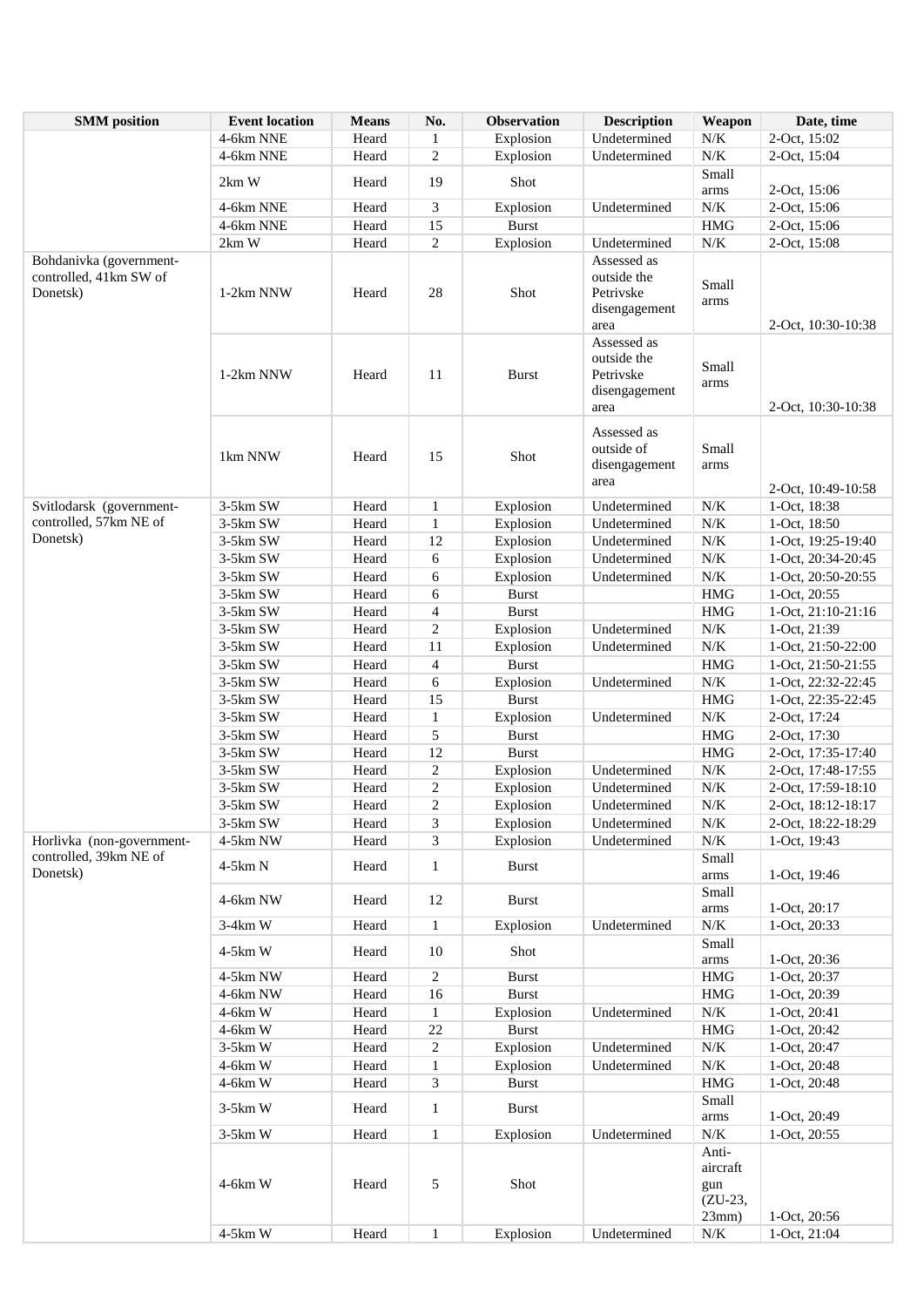| SMM position | Event location | Means | No. | Observation | Description | Weapon | Date, time |
|---|---|---|---|---|---|---|---|
| | 4-6km NNE | Heard | 1 | Explosion | Undetermined | N/K | 2-Oct, 15:02 |
| | 4-6km NNE | Heard | 2 | Explosion | Undetermined | N/K | 2-Oct, 15:04 |
| | 2km W | Heard | 19 | Shot | | Small arms | 2-Oct, 15:06 |
| | 4-6km NNE | Heard | 3 | Explosion | Undetermined | N/K | 2-Oct, 15:06 |
| | 4-6km NNE | Heard | 15 | Burst | | HMG | 2-Oct, 15:06 |
| | 2km W | Heard | 2 | Explosion | Undetermined | N/K | 2-Oct, 15:08 |
| Bohdanivka (government-controlled, 41km SW of Donetsk) | 1-2km NNW | Heard | 28 | Shot | Assessed as outside the Petrivske disengagement area | Small arms | 2-Oct, 10:30-10:38 |
| | 1-2km NNW | Heard | 11 | Burst | Assessed as outside the Petrivske disengagement area | Small arms | 2-Oct, 10:30-10:38 |
| | 1km NNW | Heard | 15 | Shot | Assessed as outside of disengagement area | Small arms | 2-Oct, 10:49-10:58 |
| Svitlodarsk (government-controlled, 57km NE of Donetsk) | 3-5km SW | Heard | 1 | Explosion | Undetermined | N/K | 1-Oct, 18:38 |
| | 3-5km SW | Heard | 1 | Explosion | Undetermined | N/K | 1-Oct, 18:50 |
| | 3-5km SW | Heard | 12 | Explosion | Undetermined | N/K | 1-Oct, 19:25-19:40 |
| | 3-5km SW | Heard | 6 | Explosion | Undetermined | N/K | 1-Oct, 20:34-20:45 |
| | 3-5km SW | Heard | 6 | Explosion | Undetermined | N/K | 1-Oct, 20:50-20:55 |
| | 3-5km SW | Heard | 6 | Burst | | HMG | 1-Oct, 20:55 |
| | 3-5km SW | Heard | 4 | Burst | | HMG | 1-Oct, 21:10-21:16 |
| | 3-5km SW | Heard | 2 | Explosion | Undetermined | N/K | 1-Oct, 21:39 |
| | 3-5km SW | Heard | 11 | Explosion | Undetermined | N/K | 1-Oct, 21:50-22:00 |
| | 3-5km SW | Heard | 4 | Burst | | HMG | 1-Oct, 21:50-21:55 |
| | 3-5km SW | Heard | 6 | Explosion | Undetermined | N/K | 1-Oct, 22:32-22:45 |
| | 3-5km SW | Heard | 15 | Burst | | HMG | 1-Oct, 22:35-22:45 |
| | 3-5km SW | Heard | 1 | Explosion | Undetermined | N/K | 2-Oct, 17:24 |
| | 3-5km SW | Heard | 5 | Burst | | HMG | 2-Oct, 17:30 |
| | 3-5km SW | Heard | 12 | Burst | | HMG | 2-Oct, 17:35-17:40 |
| | 3-5km SW | Heard | 2 | Explosion | Undetermined | N/K | 2-Oct, 17:48-17:55 |
| | 3-5km SW | Heard | 2 | Explosion | Undetermined | N/K | 2-Oct, 17:59-18:10 |
| | 3-5km SW | Heard | 2 | Explosion | Undetermined | N/K | 2-Oct, 18:12-18:17 |
| | 3-5km SW | Heard | 3 | Explosion | Undetermined | N/K | 2-Oct, 18:22-18:29 |
| Horlivka (non-government-controlled, 39km NE of Donetsk) | 4-5km NW | Heard | 3 | Explosion | Undetermined | N/K | 1-Oct, 19:43 |
| | 4-5km N | Heard | 1 | Burst | | Small arms | 1-Oct, 19:46 |
| | 4-6km NW | Heard | 12 | Burst | | Small arms | 1-Oct, 20:17 |
| | 3-4km W | Heard | 1 | Explosion | Undetermined | N/K | 1-Oct, 20:33 |
| | 4-5km W | Heard | 10 | Shot | | Small arms | 1-Oct, 20:36 |
| | 4-5km NW | Heard | 2 | Burst | | HMG | 1-Oct, 20:37 |
| | 4-6km NW | Heard | 16 | Burst | | HMG | 1-Oct, 20:39 |
| | 4-6km W | Heard | 1 | Explosion | Undetermined | N/K | 1-Oct, 20:41 |
| | 4-6km W | Heard | 22 | Burst | | HMG | 1-Oct, 20:42 |
| | 3-5km W | Heard | 2 | Explosion | Undetermined | N/K | 1-Oct, 20:47 |
| | 4-6km W | Heard | 1 | Explosion | Undetermined | N/K | 1-Oct, 20:48 |
| | 4-6km W | Heard | 3 | Burst | | HMG | 1-Oct, 20:48 |
| | 3-5km W | Heard | 1 | Burst | | Small arms | 1-Oct, 20:49 |
| | 3-5km W | Heard | 1 | Explosion | Undetermined | N/K | 1-Oct, 20:55 |
| | 4-6km W | Heard | 5 | Shot | | Anti-aircraft gun (ZU-23, 23mm) | 1-Oct, 20:56 |
| | 4-5km W | Heard | 1 | Explosion | Undetermined | N/K | 1-Oct, 21:04 |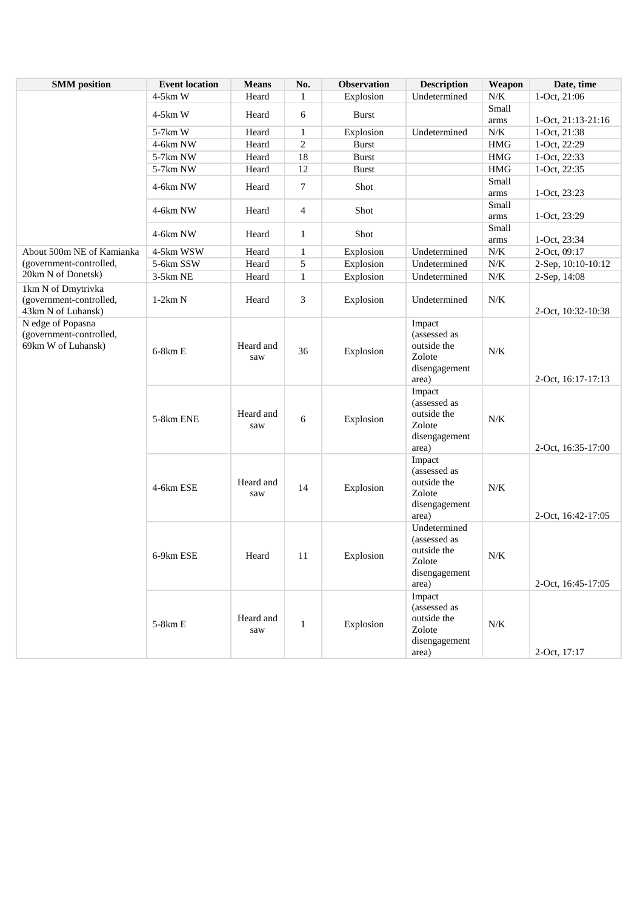| SMM position | Event location | Means | No. | Observation | Description | Weapon | Date, time |
|---|---|---|---|---|---|---|---|
| | 4-5km W | Heard | 1 | Explosion | Undetermined | N/K | 1-Oct, 21:06 |
| | 4-5km W | Heard | 6 | Burst | | Small arms | 1-Oct, 21:13-21:16 |
| | 5-7km W | Heard | 1 | Explosion | Undetermined | N/K | 1-Oct, 21:38 |
| | 4-6km NW | Heard | 2 | Burst | | HMG | 1-Oct, 22:29 |
| | 5-7km NW | Heard | 18 | Burst | | HMG | 1-Oct, 22:33 |
| | 5-7km NW | Heard | 12 | Burst | | HMG | 1-Oct, 22:35 |
| | 4-6km NW | Heard | 7 | Shot | | Small arms | 1-Oct, 23:23 |
| | 4-6km NW | Heard | 4 | Shot | | Small arms | 1-Oct, 23:29 |
| | 4-6km NW | Heard | 1 | Shot | | Small arms | 1-Oct, 23:34 |
| About 500m NE of Kamianka (government-controlled, 20km N of Donetsk) | 4-5km WSW | Heard | 1 | Explosion | Undetermined | N/K | 2-Oct, 09:17 |
| | 5-6km SSW | Heard | 5 | Explosion | Undetermined | N/K | 2-Sep, 10:10-10:12 |
| | 3-5km NE | Heard | 1 | Explosion | Undetermined | N/K | 2-Sep, 14:08 |
| 1km N of Dmytrivka (government-controlled, 43km N of Luhansk) | 1-2km N | Heard | 3 | Explosion | Undetermined | N/K | 2-Oct, 10:32-10:38 |
| N edge of Popasna (government-controlled, 69km W of Luhansk) | 6-8km E | Heard and saw | 36 | Explosion | Impact (assessed as outside the Zolote disengagement area) | N/K | 2-Oct, 16:17-17:13 |
| | 5-8km ENE | Heard and saw | 6 | Explosion | Impact (assessed as outside the Zolote disengagement area) | N/K | 2-Oct, 16:35-17:00 |
| | 4-6km ESE | Heard and saw | 14 | Explosion | Impact (assessed as outside the Zolote disengagement area) | N/K | 2-Oct, 16:42-17:05 |
| | 6-9km ESE | Heard | 11 | Explosion | Undetermined (assessed as outside the Zolote disengagement area) | N/K | 2-Oct, 16:45-17:05 |
| | 5-8km E | Heard and saw | 1 | Explosion | Impact (assessed as outside the Zolote disengagement area) | N/K | 2-Oct, 17:17 |